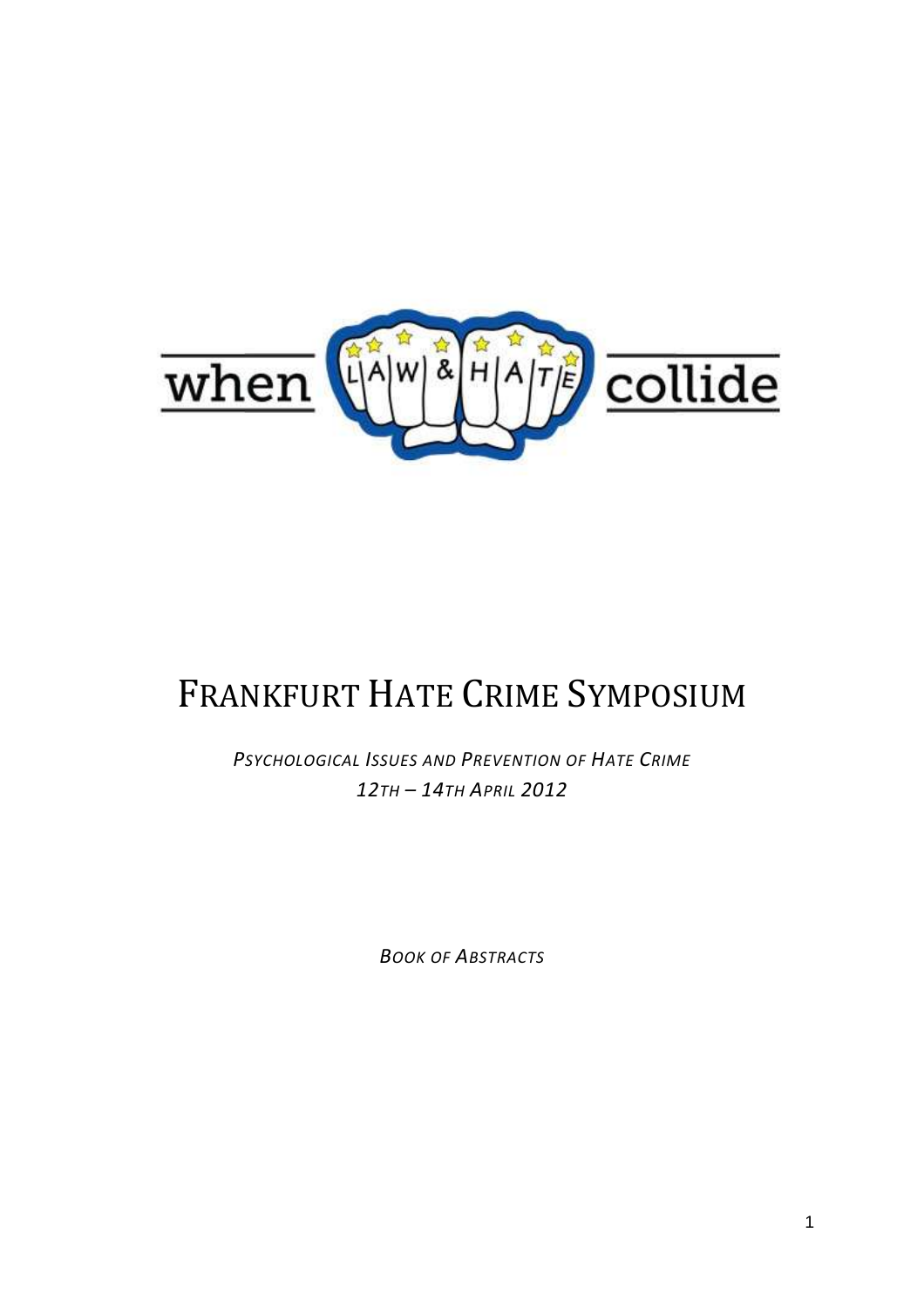when LAW & HATE collide

# Frankfurt Hate Crime Symposium

*Psychological Issues and Prevention of Hate Crime*

*12th – 14th April 2012*

*Book of Abstracts*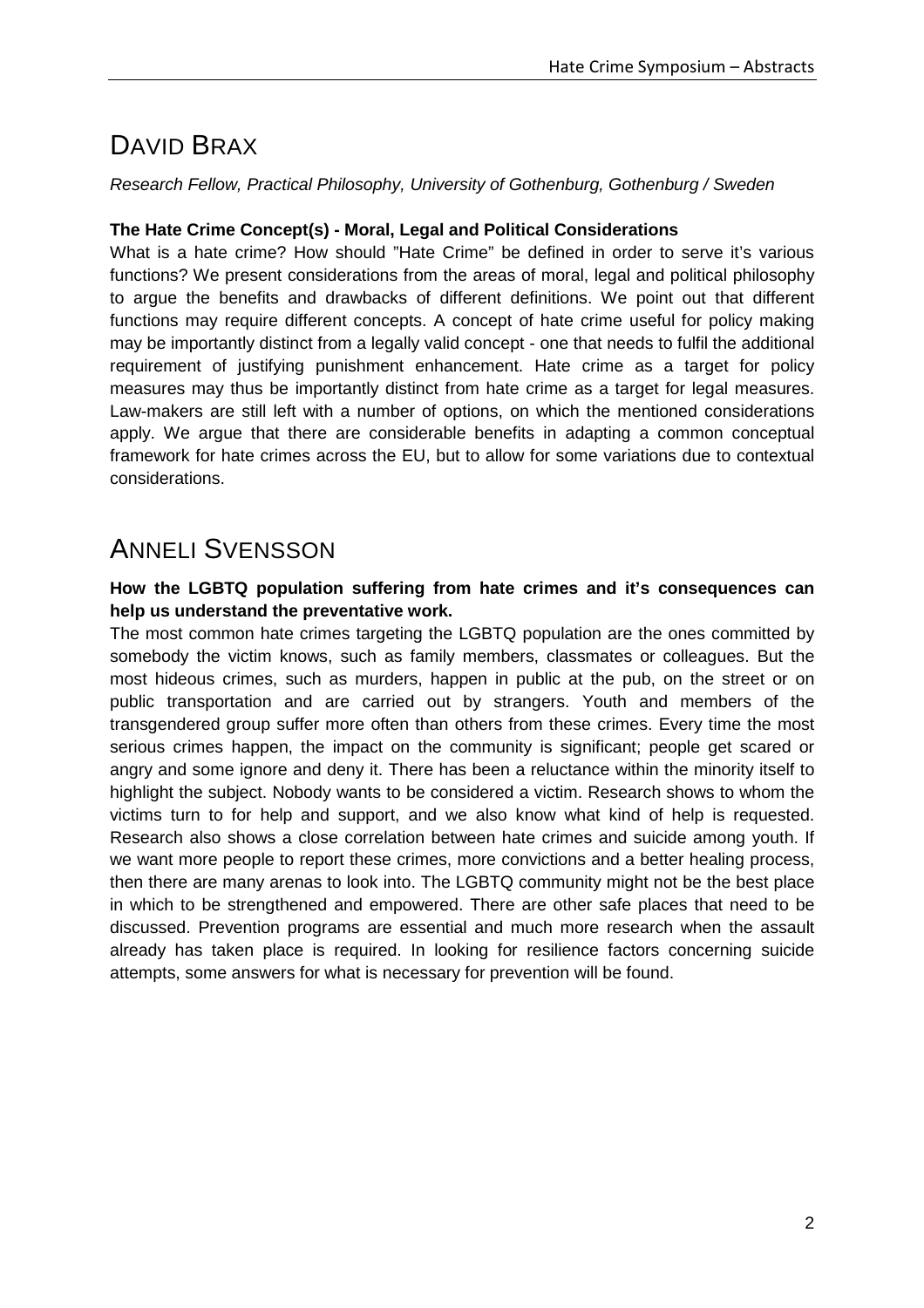# DAVID BRAX

*Research Fellow, Practical Philosophy, University of Gothenburg, Gothenburg / Sweden*

**The Hate Crime Concept(s) - Moral, Legal and Political Considerations**

What is a hate crime? How should "Hate Crime" be defined in order to serve it's various functions? We present considerations from the areas of moral, legal and political philosophy to argue the benefits and drawbacks of different definitions. We point out that different functions may require different concepts. A concept of hate crime useful for policy making may be importantly distinct from a legally valid concept - one that needs to fulfil the additional requirement of justifying punishment enhancement. Hate crime as a target for policy measures may thus be importantly distinct from hate crime as a target for legal measures. Law-makers are still left with a number of options, on which the mentioned considerations apply. We argue that there are considerable benefits in adapting a common conceptual framework for hate crimes across the EU, but to allow for some variations due to contextual considerations.

# ANNELI SVENSSON

**How the LGBTQ population suffering from hate crimes and it's consequences can help us understand the preventative work.**

The most common hate crimes targeting the LGBTQ population are the ones committed by somebody the victim knows, such as family members, classmates or colleagues. But the most hideous crimes, such as murders, happen in public at the pub, on the street or on public transportation and are carried out by strangers. Youth and members of the transgendered group suffer more often than others from these crimes. Every time the most serious crimes happen, the impact on the community is significant; people get scared or angry and some ignore and deny it. There has been a reluctance within the minority itself to highlight the subject. Nobody wants to be considered a victim. Research shows to whom the victims turn to for help and support, and we also know what kind of help is requested. Research also shows a close correlation between hate crimes and suicide among youth. If we want more people to report these crimes, more convictions and a better healing process, then there are many arenas to look into. The LGBTQ community might not be the best place in which to be strengthened and empowered. There are other safe places that need to be discussed. Prevention programs are essential and much more research when the assault already has taken place is required. In looking for resilience factors concerning suicide attempts, some answers for what is necessary for prevention will be found.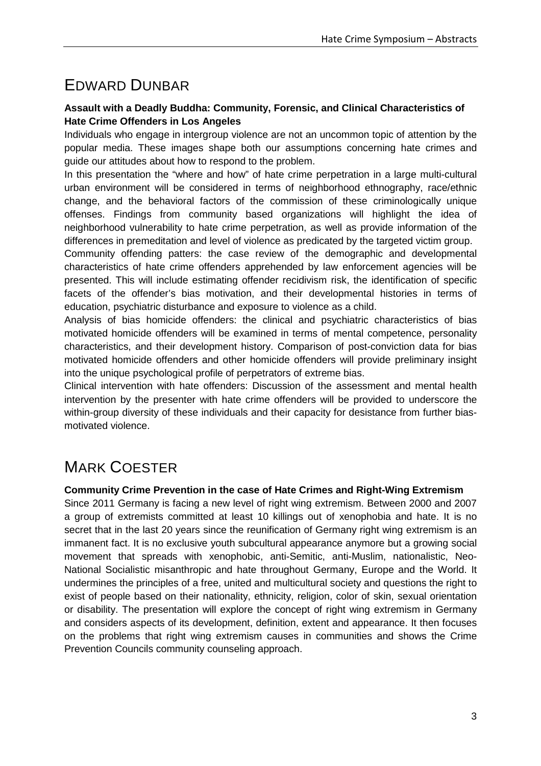# Edward Dunbar

**Assault with a Deadly Buddha: Community, Forensic, and Clinical Characteristics of Hate Crime Offenders in Los Angeles**

Individuals who engage in intergroup violence are not an uncommon topic of attention by the popular media. These images shape both our assumptions concerning hate crimes and guide our attitudes about how to respond to the problem.

In this presentation the "where and how" of hate crime perpetration in a large multi-cultural urban environment will be considered in terms of neighborhood ethnography, race/ethnic change, and the behavioral factors of the commission of these criminologically unique offenses. Findings from community based organizations will highlight the idea of neighborhood vulnerability to hate crime perpetration, as well as provide information of the differences in premeditation and level of violence as predicated by the targeted victim group.

Community offending patters: the case review of the demographic and developmental characteristics of hate crime offenders apprehended by law enforcement agencies will be presented. This will include estimating offender recidivism risk, the identification of specific facets of the offender's bias motivation, and their developmental histories in terms of education, psychiatric disturbance and exposure to violence as a child.

Analysis of bias homicide offenders: the clinical and psychiatric characteristics of bias motivated homicide offenders will be examined in terms of mental competence, personality characteristics, and their development history. Comparison of post-conviction data for bias motivated homicide offenders and other homicide offenders will provide preliminary insight into the unique psychological profile of perpetrators of extreme bias.

Clinical intervention with hate offenders: Discussion of the assessment and mental health intervention by the presenter with hate crime offenders will be provided to underscore the within-group diversity of these individuals and their capacity for desistance from further bias-motivated violence.

# Mark Coester

**Community Crime Prevention in the case of Hate Crimes and Right-Wing Extremism**

Since 2011 Germany is facing a new level of right wing extremism. Between 2000 and 2007 a group of extremists committed at least 10 killings out of xenophobia and hate. It is no secret that in the last 20 years since the reunification of Germany right wing extremism is an immanent fact. It is no exclusive youth subcultural appearance anymore but a growing social movement that spreads with xenophobic, anti-Semitic, anti-Muslim, nationalistic, Neo-National Socialistic misanthropic and hate throughout Germany, Europe and the World. It undermines the principles of a free, united and multicultural society and questions the right to exist of people based on their nationality, ethnicity, religion, color of skin, sexual orientation or disability. The presentation will explore the concept of right wing extremism in Germany and considers aspects of its development, definition, extent and appearance. It then focuses on the problems that right wing extremism causes in communities and shows the Crime Prevention Councils community counseling approach.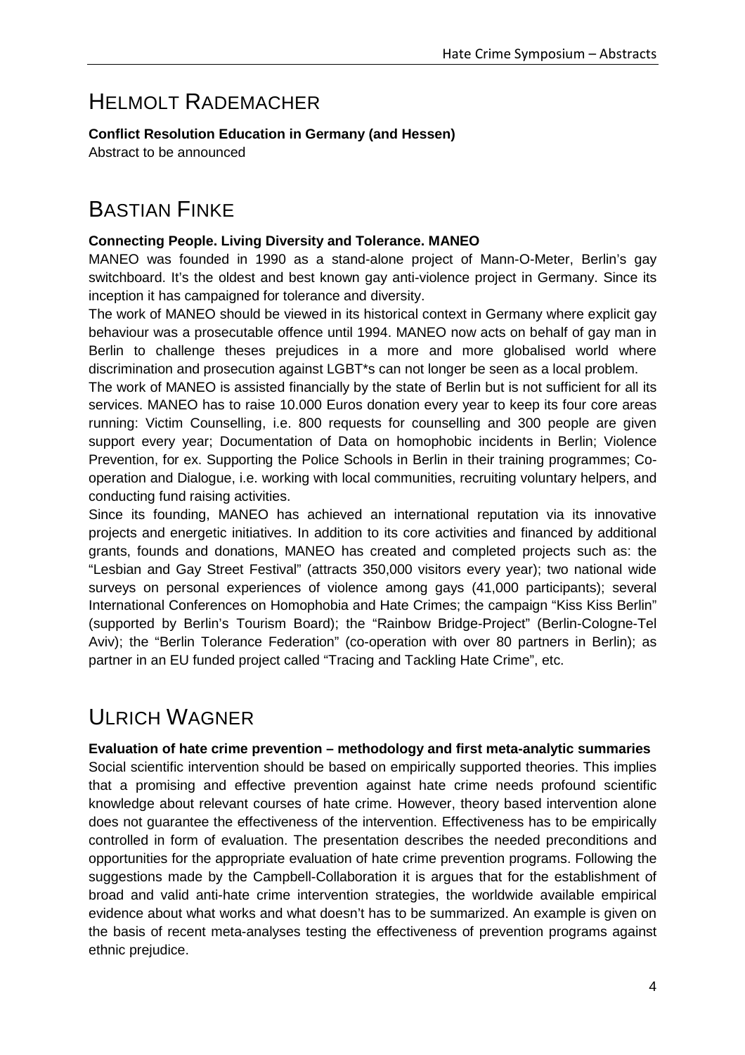## HELMOLT RADEMACHER

**Conflict Resolution Education in Germany (and Hessen)**
Abstract to be announced

## BASTIAN FINKE

**Connecting People. Living Diversity and Tolerance. MANEO**
MANEO was founded in 1990 as a stand-alone project of Mann-O-Meter, Berlin's gay switchboard. It's the oldest and best known gay anti-violence project in Germany. Since its inception it has campaigned for tolerance and diversity.
The work of MANEO should be viewed in its historical context in Germany where explicit gay behaviour was a prosecutable offence until 1994. MANEO now acts on behalf of gay man in Berlin to challenge theses prejudices in a more and more globalised world where discrimination and prosecution against LGBT*s can not longer be seen as a local problem.
The work of MANEO is assisted financially by the state of Berlin but is not sufficient for all its services. MANEO has to raise 10.000 Euros donation every year to keep its four core areas running: Victim Counselling, i.e. 800 requests for counselling and 300 people are given support every year; Documentation of Data on homophobic incidents in Berlin; Violence Prevention, for ex. Supporting the Police Schools in Berlin in their training programmes; Co-operation and Dialogue, i.e. working with local communities, recruiting voluntary helpers, and conducting fund raising activities.
Since its founding, MANEO has achieved an international reputation via its innovative projects and energetic initiatives. In addition to its core activities and financed by additional grants, founds and donations, MANEO has created and completed projects such as: the "Lesbian and Gay Street Festival" (attracts 350,000 visitors every year); two national wide surveys on personal experiences of violence among gays (41,000 participants); several International Conferences on Homophobia and Hate Crimes; the campaign "Kiss Kiss Berlin" (supported by Berlin's Tourism Board); the "Rainbow Bridge-Project" (Berlin-Cologne-Tel Aviv); the "Berlin Tolerance Federation" (co-operation with over 80 partners in Berlin); as partner in an EU funded project called "Tracing and Tackling Hate Crime", etc.

## ULRICH WAGNER

**Evaluation of hate crime prevention – methodology and first meta-analytic summaries**
Social scientific intervention should be based on empirically supported theories. This implies that a promising and effective prevention against hate crime needs profound scientific knowledge about relevant courses of hate crime. However, theory based intervention alone does not guarantee the effectiveness of the intervention. Effectiveness has to be empirically controlled in form of evaluation. The presentation describes the needed preconditions and opportunities for the appropriate evaluation of hate crime prevention programs. Following the suggestions made by the Campbell-Collaboration it is argues that for the establishment of broad and valid anti-hate crime intervention strategies, the worldwide available empirical evidence about what works and what doesn't has to be summarized. An example is given on the basis of recent meta-analyses testing the effectiveness of prevention programs against ethnic prejudice.